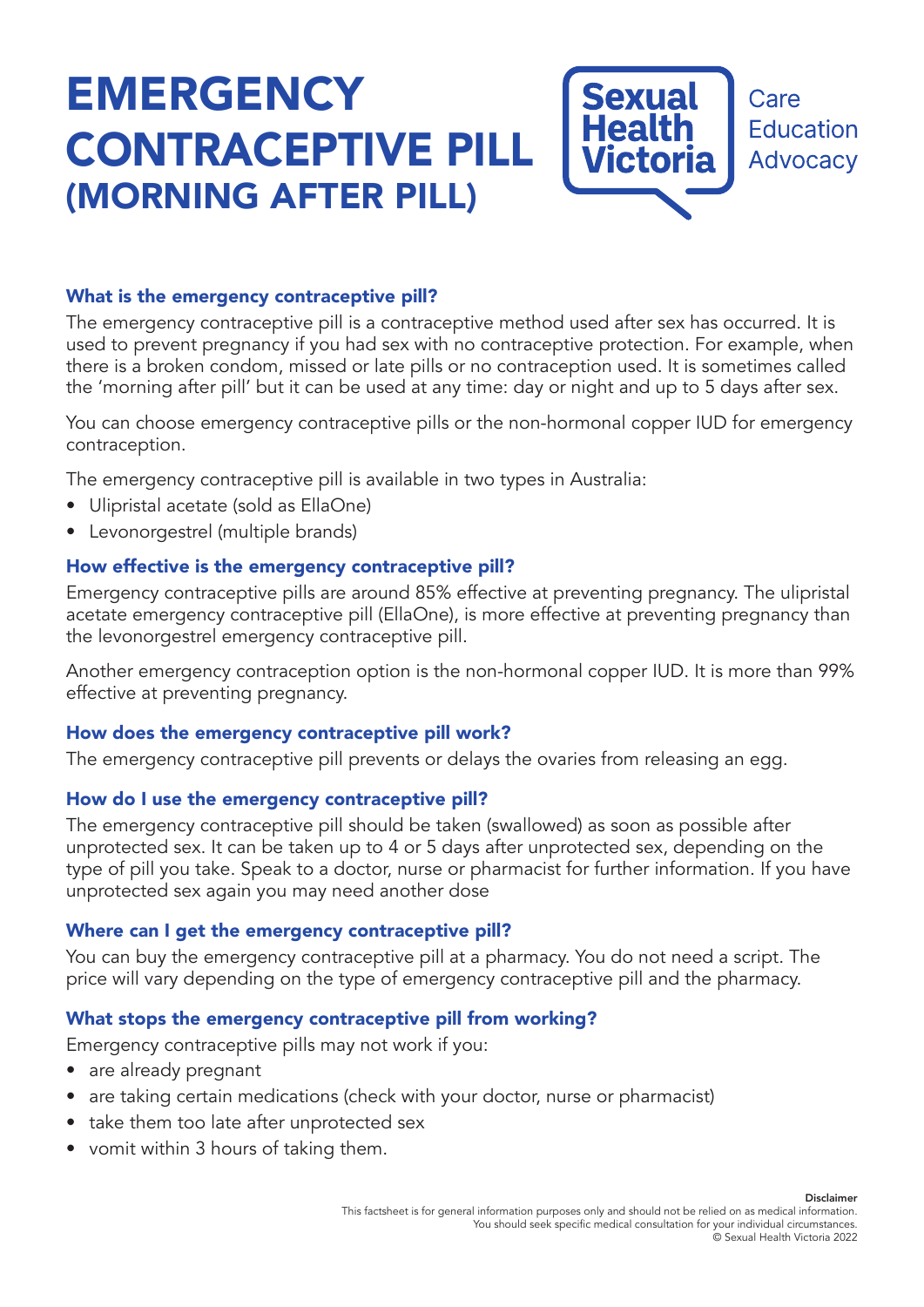# EMERGENCY CONTRACEPTIVE PILL (MORNING AFTER PILL)

Sexual Health Victoria

Care
Education
Advocacy

### What is the emergency contraceptive pill?

The emergency contraceptive pill is a contraceptive method used after sex has occurred. It is used to prevent pregnancy if you had sex with no contraceptive protection. For example, when there is a broken condom, missed or late pills or no contraception used. It is sometimes called the 'morning after pill' but it can be used at any time: day or night and up to 5 days after sex.

You can choose emergency contraceptive pills or the non-hormonal copper IUD for emergency contraception.

The emergency contraceptive pill is available in two types in Australia:

- Ulipristal acetate (sold as EllaOne)
- Levonorgestrel (multiple brands)

### How effective is the emergency contraceptive pill?

Emergency contraceptive pills are around 85% effective at preventing pregnancy. The ulipristal acetate emergency contraceptive pill (EllaOne), is more effective at preventing pregnancy than the levonorgestrel emergency contraceptive pill.

Another emergency contraception option is the non-hormonal copper IUD. It is more than 99% effective at preventing pregnancy.

### How does the emergency contraceptive pill work?

The emergency contraceptive pill prevents or delays the ovaries from releasing an egg.

### How do I use the emergency contraceptive pill?

The emergency contraceptive pill should be taken (swallowed) as soon as possible after unprotected sex. It can be taken up to 4 or 5 days after unprotected sex, depending on the type of pill you take. Speak to a doctor, nurse or pharmacist for further information. If you have unprotected sex again you may need another dose

### Where can I get the emergency contraceptive pill?

You can buy the emergency contraceptive pill at a pharmacy. You do not need a script. The price will vary depending on the type of emergency contraceptive pill and the pharmacy.

### What stops the emergency contraceptive pill from working?

Emergency contraceptive pills may not work if you:

- are already pregnant
- are taking certain medications (check with your doctor, nurse or pharmacist)
- take them too late after unprotected sex
- vomit within 3 hours of taking them.

**Disclaimer**
This factsheet is for general information purposes only and should not be relied on as medical information. You should seek specific medical consultation for your individual circumstances.
© Sexual Health Victoria 2022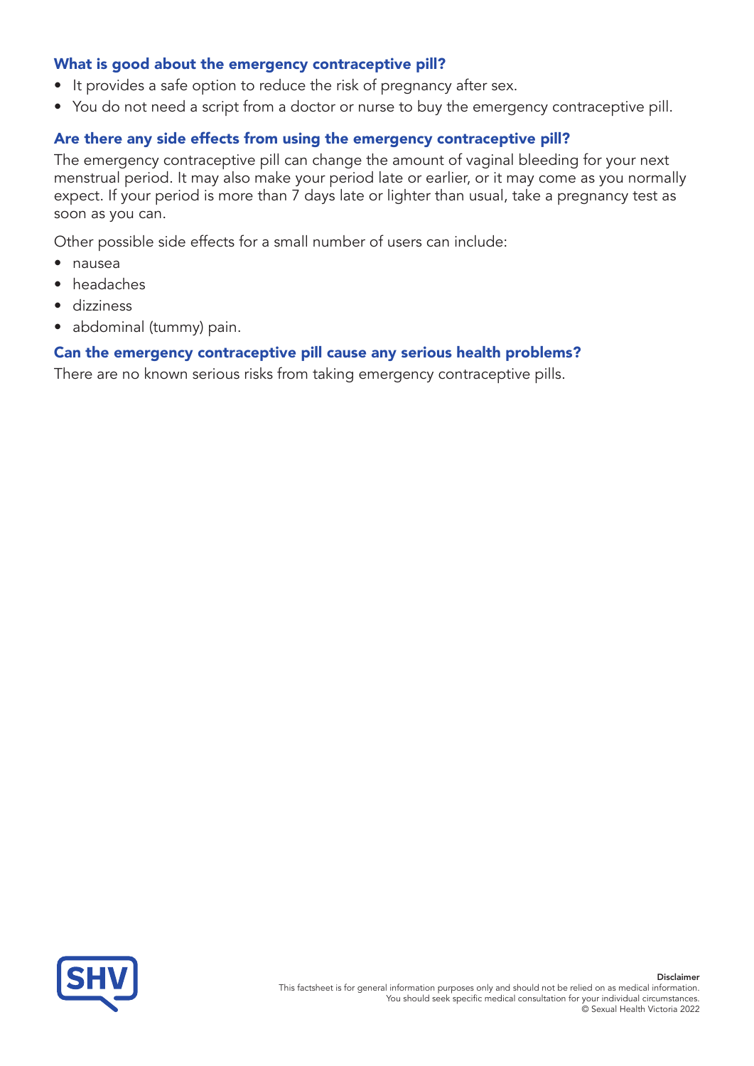### What is good about the emergency contraceptive pill?

- It provides a safe option to reduce the risk of pregnancy after sex.
- You do not need a script from a doctor or nurse to buy the emergency contraceptive pill.

### Are there any side effects from using the emergency contraceptive pill?

The emergency contraceptive pill can change the amount of vaginal bleeding for your next menstrual period. It may also make your period late or earlier, or it may come as you normally expect. If your period is more than 7 days late or lighter than usual, take a pregnancy test as soon as you can.

Other possible side effects for a small number of users can include:

- nausea
- headaches
- dizziness
- abdominal (tummy) pain.

### Can the emergency contraceptive pill cause any serious health problems?

There are no known serious risks from taking emergency contraceptive pills.

**Disclaimer**
This factsheet is for general information purposes only and should not be relied on as medical information.
You should seek specific medical consultation for your individual circumstances.
© Sexual Health Victoria 2022